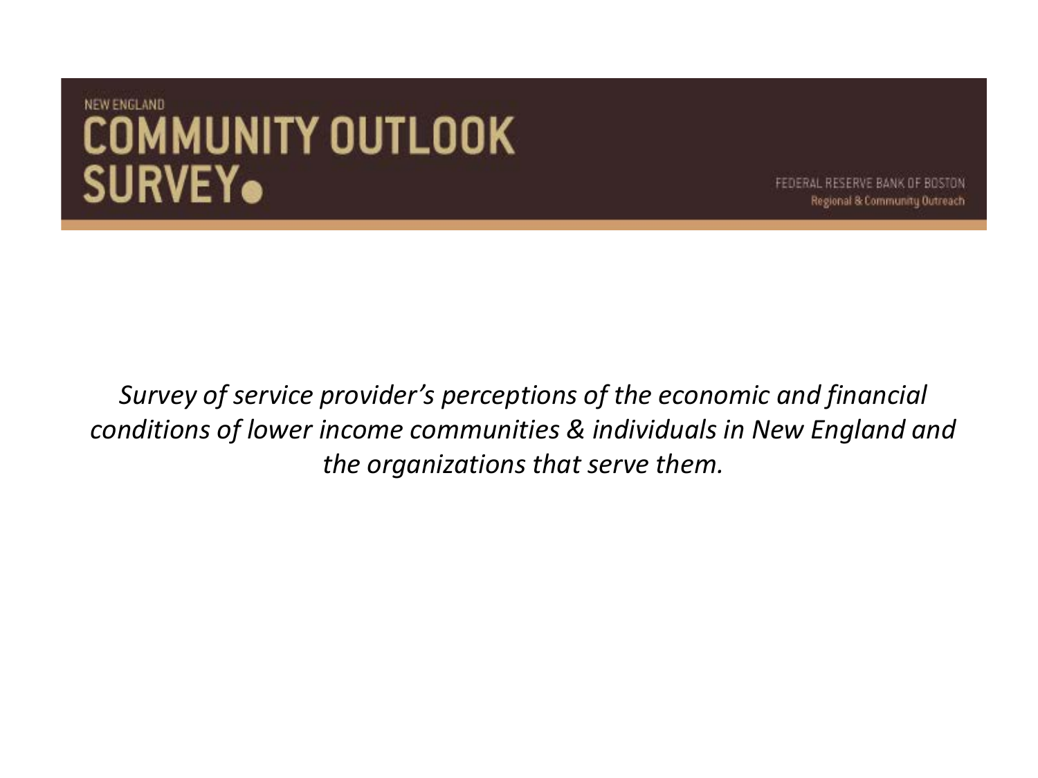NEW ENGLAND

# COMMUNITY OUTLOOK SURVEY

FEDERAL RESERVE BANK OF BOSTON
Regional & Community Outreach

*Survey of service provider's perceptions of the economic and financial conditions of lower income communities & individuals in New England and the organizations that serve them.*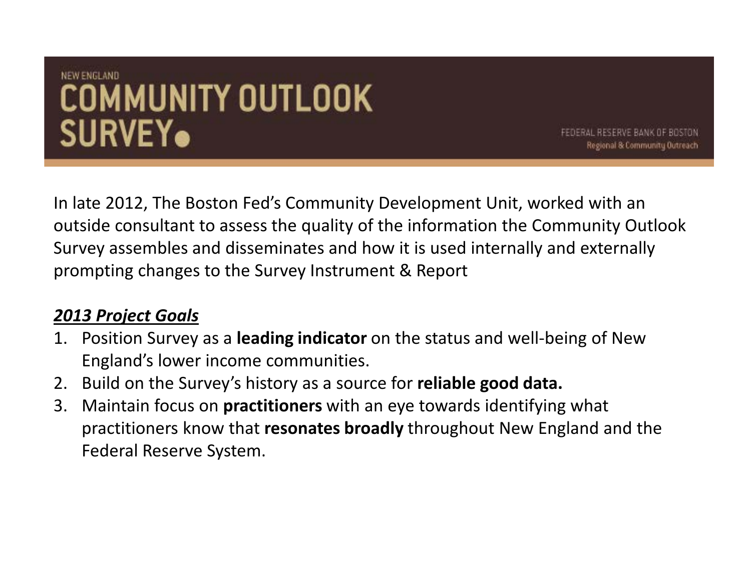NEW ENGLAND

# COMMUNITY OUTLOOK SURVEY

FEDERAL RESERVE BANK OF BOSTON
Regional & Community Outreach

In late 2012, The Boston Fed's Community Development Unit, worked with an outside consultant to assess the quality of the information the Community Outlook Survey assembles and disseminates and how it is used internally and externally prompting changes to the Survey Instrument & Report

***2013 Project Goals***

1. Position Survey as a **leading indicator** on the status and well-being of New England's lower income communities.
2. Build on the Survey's history as a source for **reliable good data.**
3. Maintain focus on **practitioners** with an eye towards identifying what practitioners know that **resonates broadly** throughout New England and the Federal Reserve System.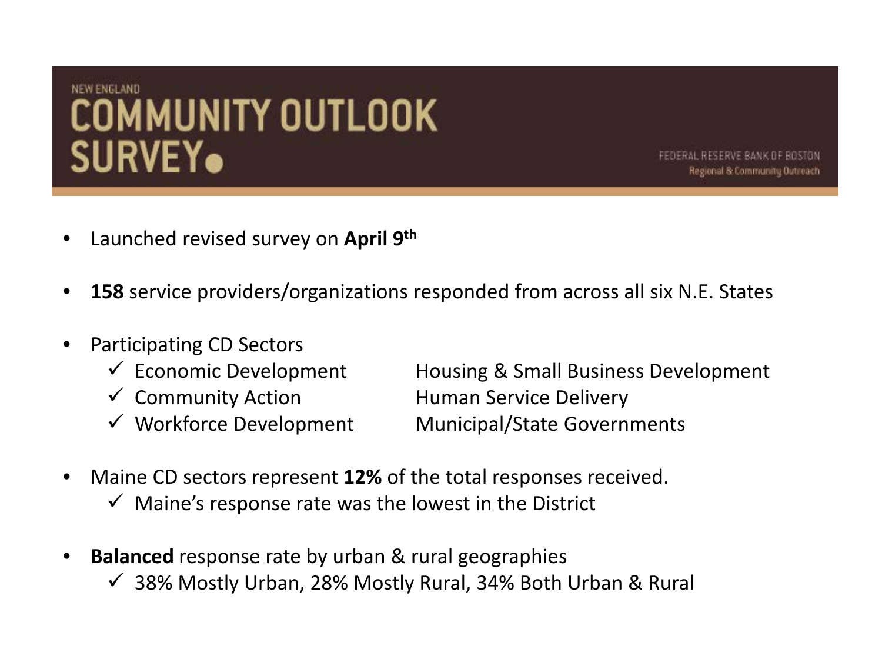NEW ENGLAND

# COMMUNITY OUTLOOK SURVEY

FEDERAL RESERVE BANK OF BOSTON
Regional & Community Outreach

- Launched revised survey on **April 9th**
- **158** service providers/organizations responded from across all six N.E. States
- Participating CD Sectors
  - ✓ Economic Development
  - ✓ Community Action
  - ✓ Workforce Development
  - Housing & Small Business Development
  - Human Service Delivery
  - Municipal/State Governments
- Maine CD sectors represent **12%** of the total responses received.
  - ✓ Maine's response rate was the lowest in the District
- **Balanced** response rate by urban & rural geographies
  - ✓ 38% Mostly Urban, 28% Mostly Rural, 34% Both Urban & Rural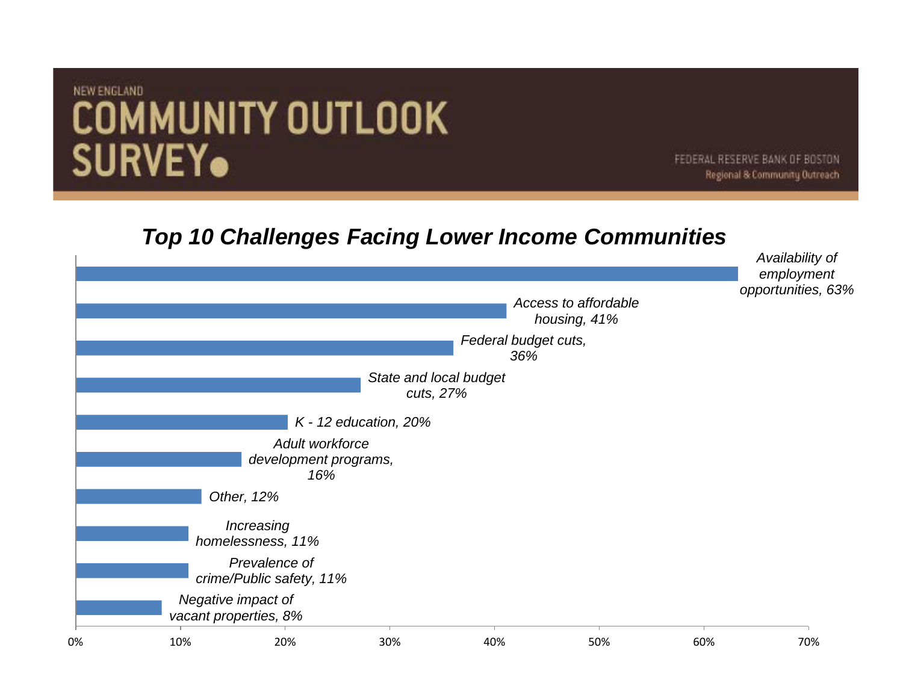NEW ENGLAND

# COMMUNITY OUTLOOK SURVEY

FEDERAL RESERVE BANK OF BOSTON
Regional & Community Outreach

## *Top 10 Challenges Facing Lower Income Communities*

| Challenge | Percent |
|---|---|
| Availability of employment opportunities | 63% |
| Access to affordable housing | 41% |
| Federal budget cuts | 36% |
| State and local budget cuts | 27% |
| K - 12 education | 20% |
| Adult workforce development programs | 16% |
| Other | 12% |
| Increasing homelessness | 11% |
| Prevalence of crime/Public safety | 11% |
| Negative impact of vacant properties | 8% |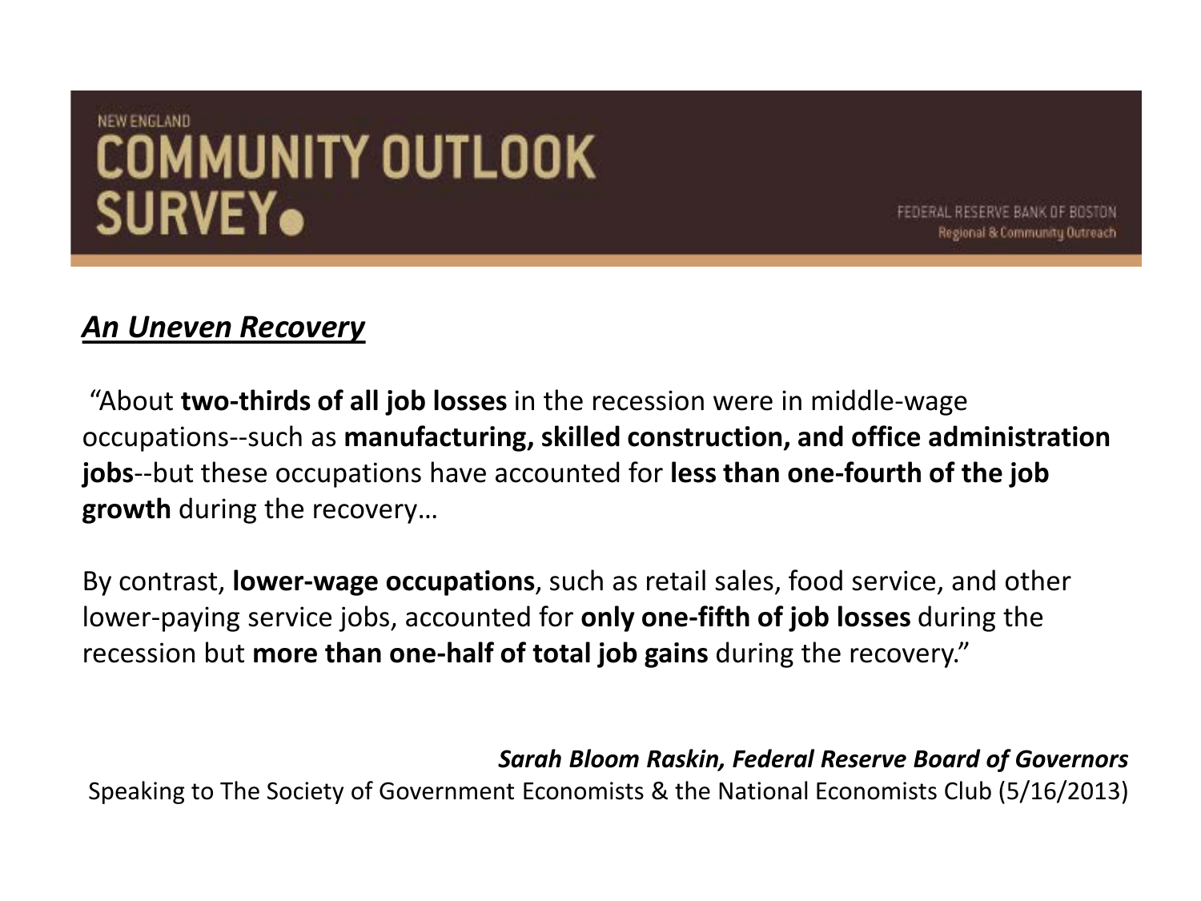NEW ENGLAND

# COMMUNITY OUTLOOK SURVEY

FEDERAL RESERVE BANK OF BOSTON
Regional & Community Outreach

## ***An Uneven Recovery***

"About **two-thirds of all job losses** in the recession were in middle-wage occupations--such as **manufacturing, skilled construction, and office administration jobs**--but these occupations have accounted for **less than one-fourth of the job growth** during the recovery…

By contrast, **lower-wage occupations**, such as retail sales, food service, and other lower-paying service jobs, accounted for **only one-fifth of job losses** during the recession but **more than one-half of total job gains** during the recovery."

***Sarah Bloom Raskin, Federal Reserve Board of Governors***
Speaking to The Society of Government Economists & the National Economists Club (5/16/2013)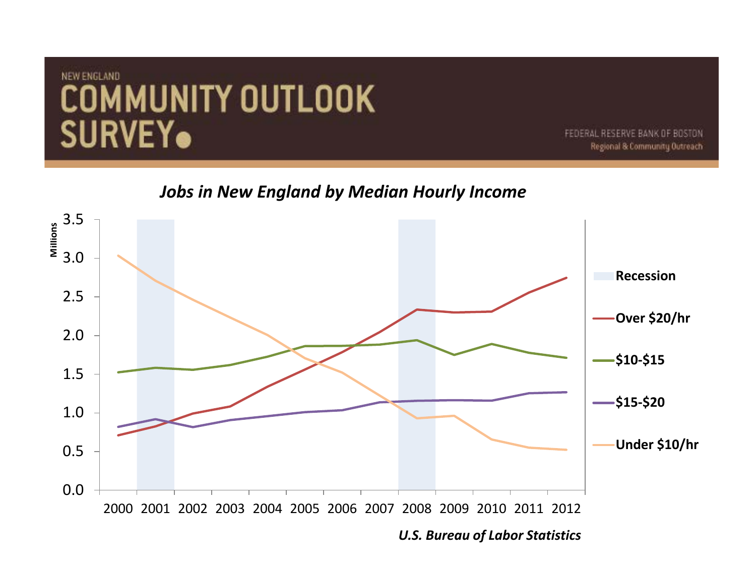NEW ENGLAND

# COMMUNITY OUTLOOK SURVEY

FEDERAL RESERVE BANK OF BOSTON
Regional & Community Outreach

***Jobs in New England by Median Hourly Income***

Millions

3.5
3.0
2.5
2.0
1.5
1.0
0.5
0.0

2000 2001 2002 2003 2004 2005 2006 2007 2008 2009 2010 2011 2012

**Recession**

**Over $20/hr**

**$10-$15**

**$15-$20**

**Under $10/hr**

***U.S. Bureau of Labor Statistics***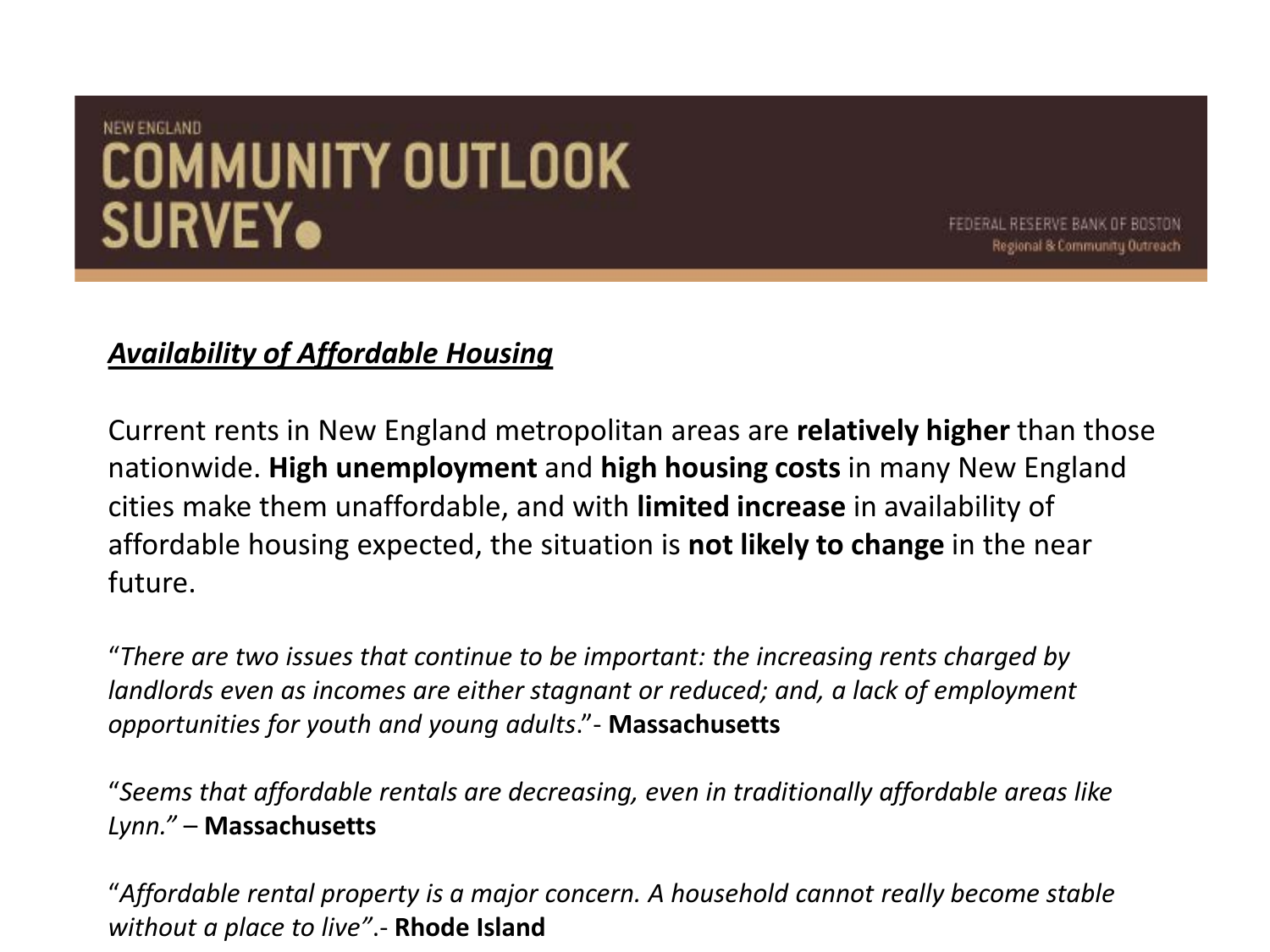NEW ENGLAND

# COMMUNITY OUTLOOK SURVEY

FEDERAL RESERVE BANK OF BOSTON
Regional & Community Outreach

## ***Availability of Affordable Housing***

Current rents in New England metropolitan areas are **relatively higher** than those nationwide. **High unemployment** and **high housing costs** in many New England cities make them unaffordable, and with **limited increase** in availability of affordable housing expected, the situation is **not likely to change** in the near future.

"*There are two issues that continue to be important: the increasing rents charged by landlords even as incomes are either stagnant or reduced; and, a lack of employment opportunities for youth and young adults*."- **Massachusetts**

"*Seems that affordable rentals are decreasing, even in traditionally affordable areas like Lynn."* – **Massachusetts**

"*Affordable rental property is a major concern. A household cannot really become stable without a place to live"*.- **Rhode Island**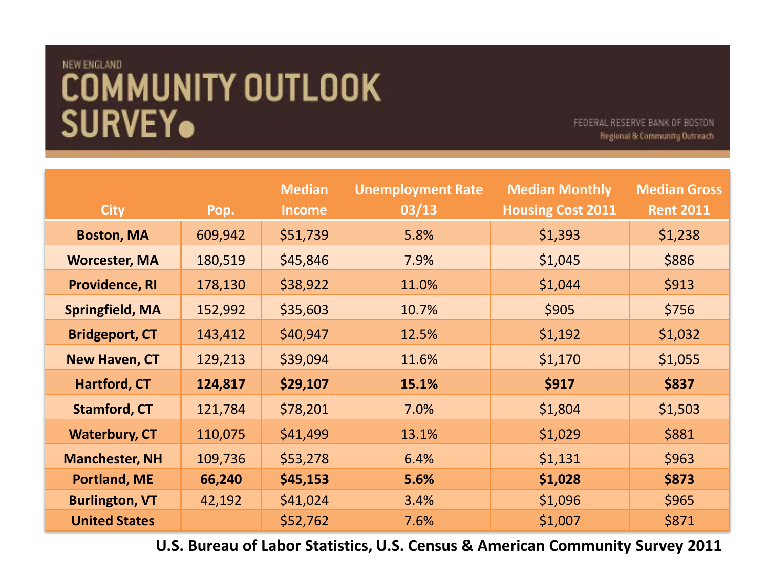NEW ENGLAND

# COMMUNITY OUTLOOK SURVEY

FEDERAL RESERVE BANK OF BOSTON
Regional & Community Outreach

| City | Pop. | Median Income | Unemployment Rate 03/13 | Median Monthly Housing Cost 2011 | Median Gross Rent 2011 |
|---|---|---|---|---|---|
| **Boston, MA** | 609,942 | $51,739 | 5.8% | $1,393 | $1,238 |
| **Worcester, MA** | 180,519 | $45,846 | 7.9% | $1,045 | $886 |
| **Providence, RI** | 178,130 | $38,922 | 11.0% | $1,044 | $913 |
| **Springfield, MA** | 152,992 | $35,603 | 10.7% | $905 | $756 |
| **Bridgeport, CT** | 143,412 | $40,947 | 12.5% | $1,192 | $1,032 |
| **New Haven, CT** | 129,213 | $39,094 | 11.6% | $1,170 | $1,055 |
| **Hartford, CT** | **124,817** | **$29,107** | **15.1%** | **$917** | **$837** |
| **Stamford, CT** | 121,784 | $78,201 | 7.0% | $1,804 | $1,503 |
| **Waterbury, CT** | 110,075 | $41,499 | 13.1% | $1,029 | $881 |
| **Manchester, NH** | 109,736 | $53,278 | 6.4% | $1,131 | $963 |
| **Portland, ME** | **66,240** | **$45,153** | **5.6%** | **$1,028** | **$873** |
| **Burlington, VT** | 42,192 | $41,024 | 3.4% | $1,096 | $965 |
| **United States** | | $52,762 | 7.6% | $1,007 | $871 |

**U.S. Bureau of Labor Statistics, U.S. Census & American Community Survey 2011**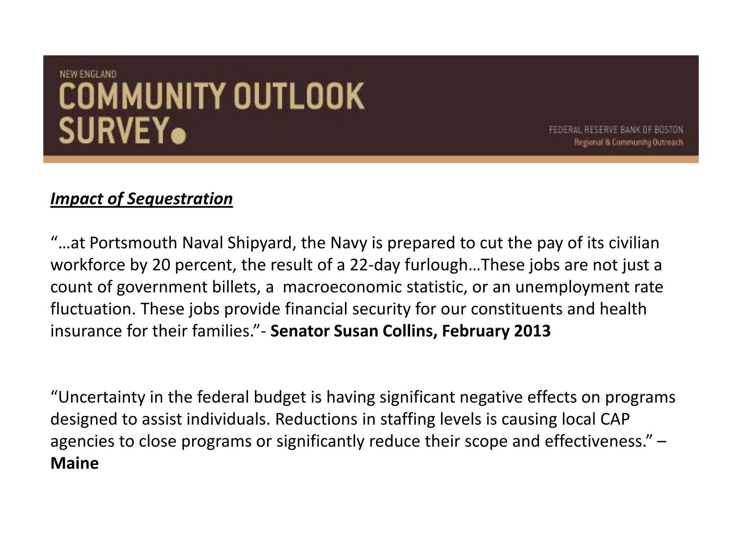NEW ENGLAND
# COMMUNITY OUTLOOK SURVEY

FEDERAL RESERVE BANK OF BOSTON
Regional & Community Outreach

***Impact of Sequestration***

"…at Portsmouth Naval Shipyard, the Navy is prepared to cut the pay of its civilian workforce by 20 percent, the result of a 22-day furlough…These jobs are not just a count of government billets, a macroeconomic statistic, or an unemployment rate fluctuation. These jobs provide financial security for our constituents and health insurance for their families."- **Senator Susan Collins, February 2013**

"Uncertainty in the federal budget is having significant negative effects on programs designed to assist individuals. Reductions in staffing levels is causing local CAP agencies to close programs or significantly reduce their scope and effectiveness." – **Maine**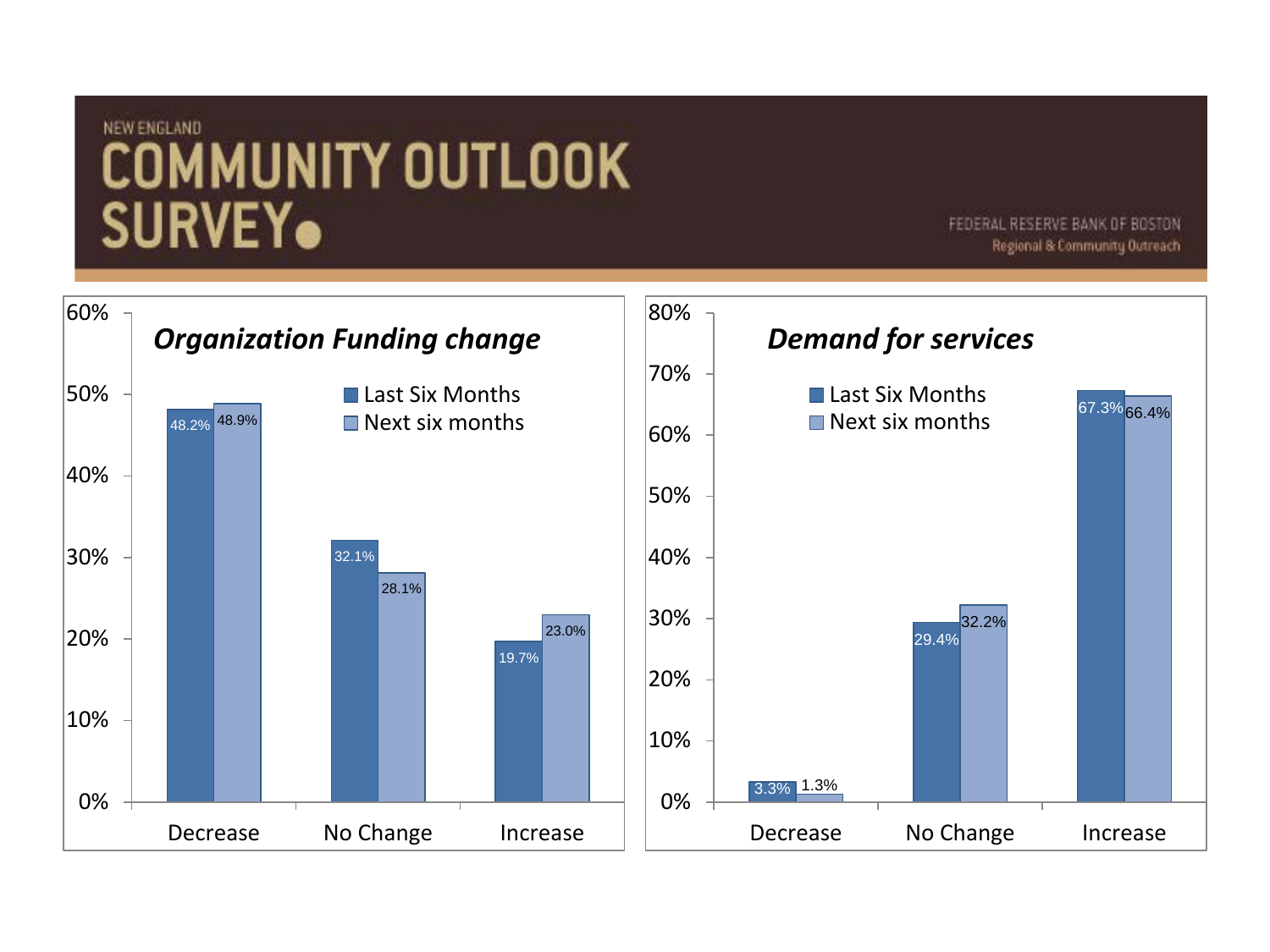NEW ENGLAND

# COMMUNITY OUTLOOK SURVEY

FEDERAL RESERVE BANK OF BOSTON
Regional & Community Outreach

***Organization Funding change***

| | Last Six Months | Next six months |
|---|---|---|
| Decrease | 48.2% | 48.9% |
| No Change | 32.1% | 28.1% |
| Increase | 19.7% | 23.0% |

***Demand for services***

| | Last Six Months | Next six months |
|---|---|---|
| Decrease | 3.3% | 1.3% |
| No Change | 29.4% | 32.2% |
| Increase | 67.3% | 66.4% |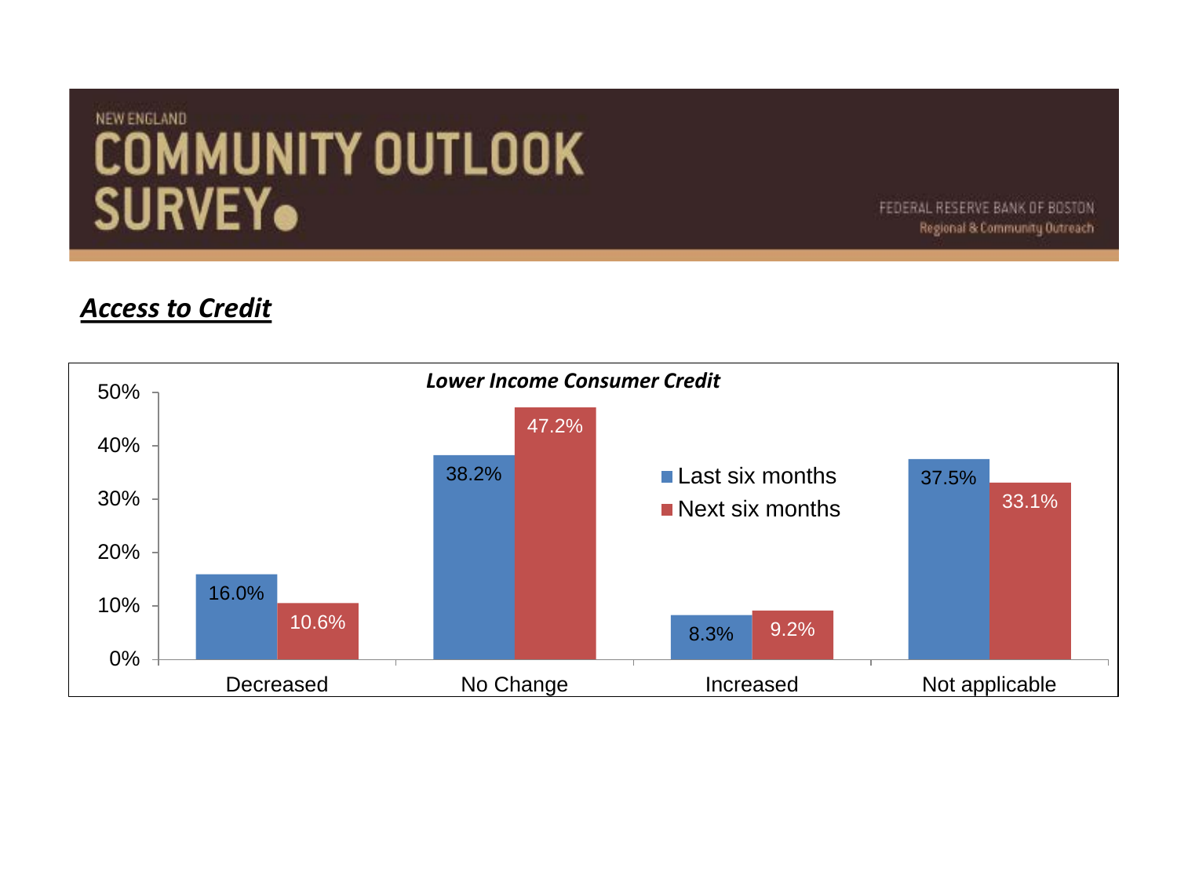NEW ENGLAND

# COMMUNITY OUTLOOK SURVEY

FEDERAL RESERVE BANK OF BOSTON
Regional & Community Outreach

## ***Access to Credit***

***Lower Income Consumer Credit***

| | Last six months | Next six months |
|---|---|---|
| Decreased | 16.0% | 10.6% |
| No Change | 38.2% | 47.2% |
| Increased | 8.3% | 9.2% |
| Not applicable | 37.5% | 33.1% |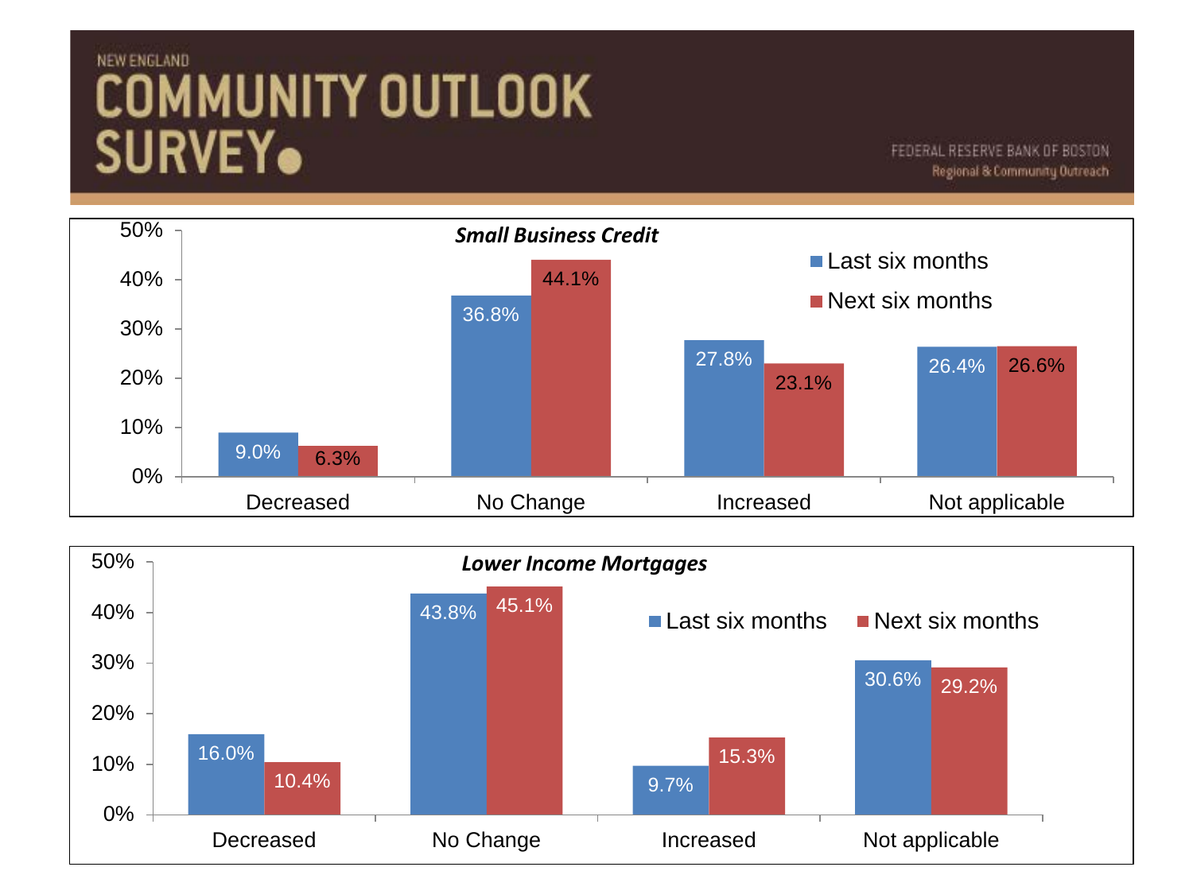NEW ENGLAND

# COMMUNITY OUTLOOK SURVEY

FEDERAL RESERVE BANK OF BOSTON
Regional & Community Outreach

***Small Business Credit***

| | Last six months | Next six months |
|---|---|---|
| Decreased | 9.0% | 6.3% |
| No Change | 36.8% | 44.1% |
| Increased | 27.8% | 23.1% |
| Not applicable | 26.4% | 26.6% |

***Lower Income Mortgages***

| | Last six months | Next six months |
|---|---|---|
| Decreased | 16.0% | 10.4% |
| No Change | 43.8% | 45.1% |
| Increased | 9.7% | 15.3% |
| Not applicable | 30.6% | 29.2% |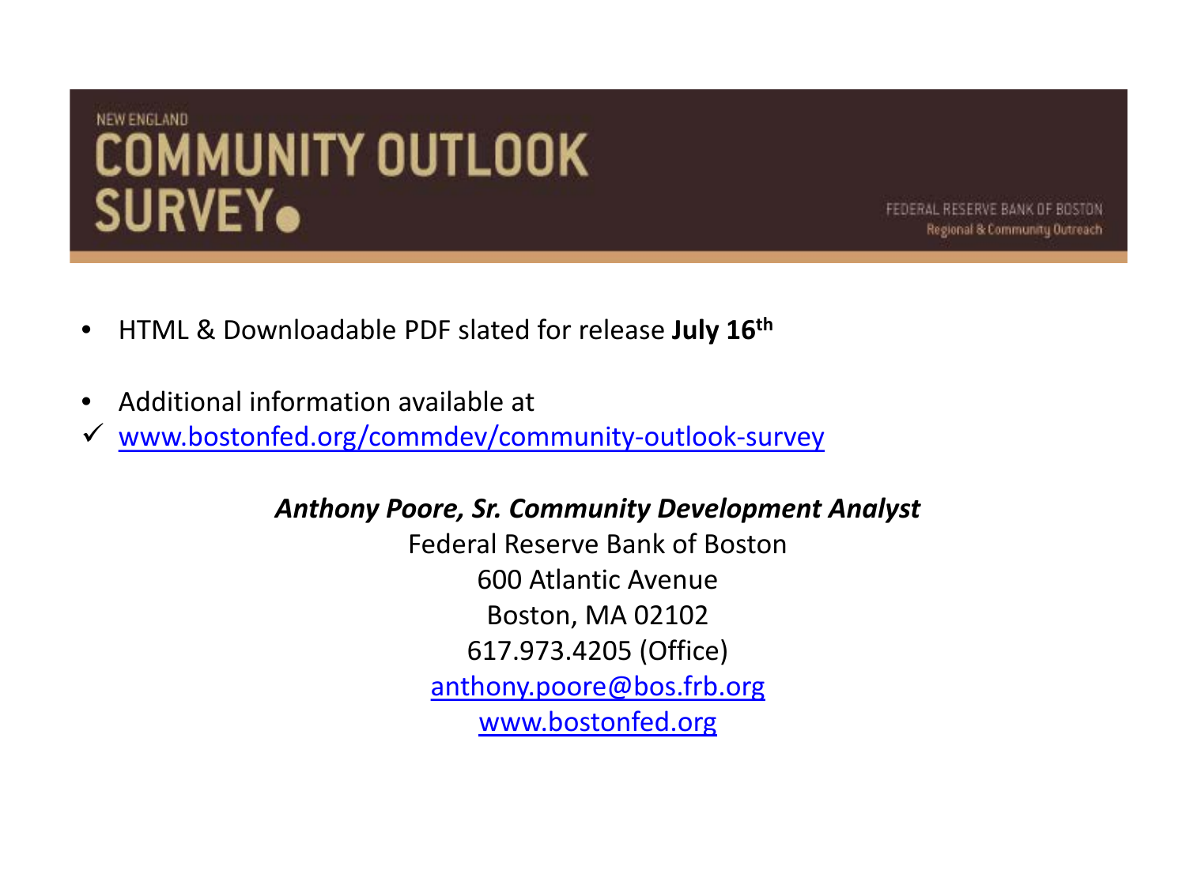NEW ENGLAND

# COMMUNITY OUTLOOK SURVEY

FEDERAL RESERVE BANK OF BOSTON
Regional & Community Outreach

- HTML & Downloadable PDF slated for release **July 16th**

- Additional information available at

✓ www.bostonfed.org/commdev/community-outlook-survey

***Anthony Poore, Sr. Community Development Analyst***

Federal Reserve Bank of Boston

600 Atlantic Avenue

Boston, MA 02102

617.973.4205 (Office)

anthony.poore@bos.frb.org

www.bostonfed.org